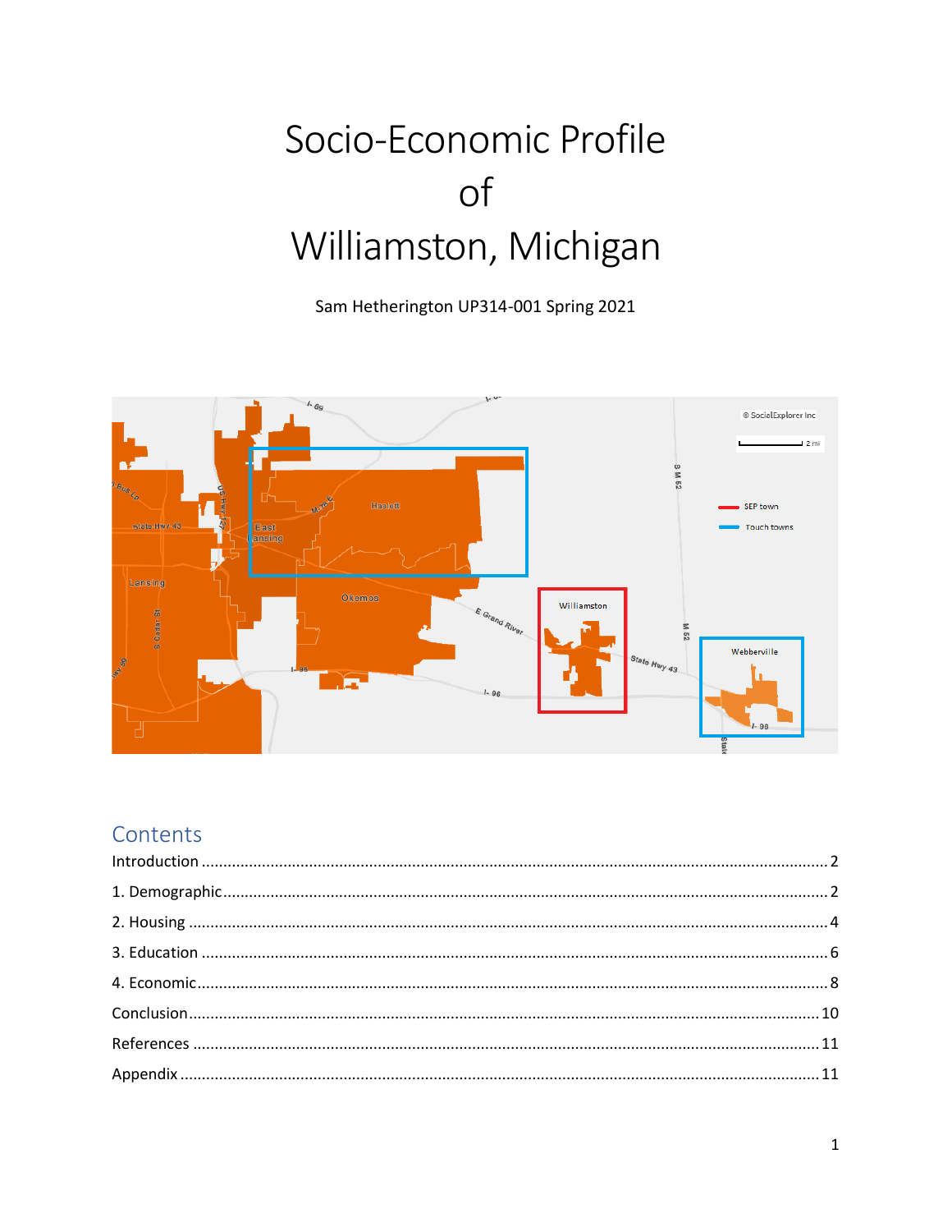# Socio-Economic Profile of Williamston, Michigan

Sam Hetherington UP314-001 Spring 2021

## Contents

- Introduction ........ 2
- 1. Demographic ........ 2
- 2. Housing ........ 4
- 3. Education ........ 6
- 4. Economic ........ 8
- Conclusion ........ 10
- References ........ 11
- Appendix ........ 11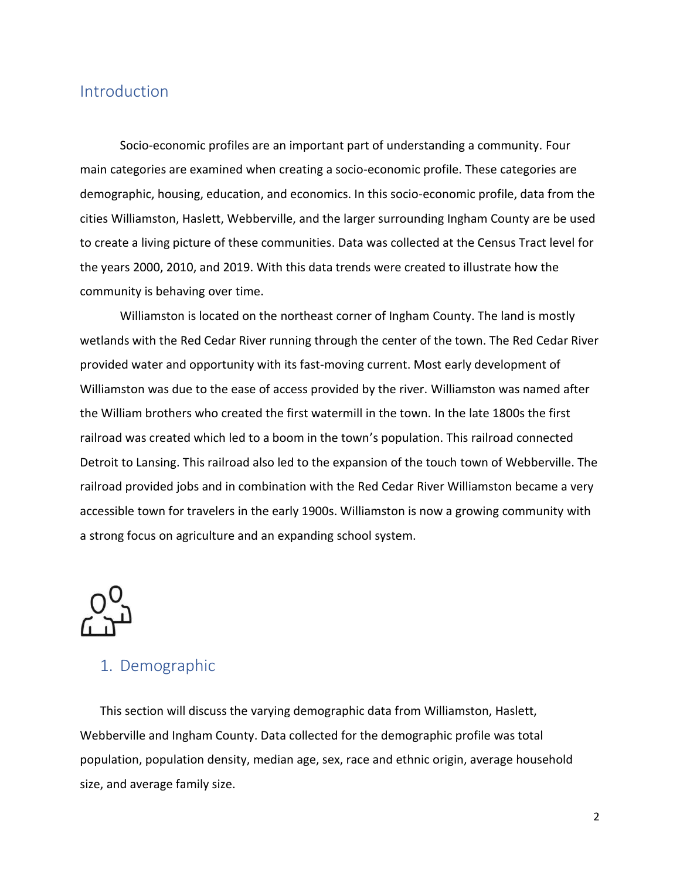## Introduction

Socio-economic profiles are an important part of understanding a community. Four main categories are examined when creating a socio-economic profile. These categories are demographic, housing, education, and economics. In this socio-economic profile, data from the cities Williamston, Haslett, Webberville, and the larger surrounding Ingham County are be used to create a living picture of these communities. Data was collected at the Census Tract level for the years 2000, 2010, and 2019. With this data trends were created to illustrate how the community is behaving over time.

Williamston is located on the northeast corner of Ingham County. The land is mostly wetlands with the Red Cedar River running through the center of the town. The Red Cedar River provided water and opportunity with its fast-moving current. Most early development of Williamston was due to the ease of access provided by the river. Williamston was named after the William brothers who created the first watermill in the town. In the late 1800s the first railroad was created which led to a boom in the town's population. This railroad connected Detroit to Lansing. This railroad also led to the expansion of the touch town of Webberville. The railroad provided jobs and in combination with the Red Cedar River Williamston became a very accessible town for travelers in the early 1900s. Williamston is now a growing community with a strong focus on agriculture and an expanding school system.

## 1. Demographic

This section will discuss the varying demographic data from Williamston, Haslett, Webberville and Ingham County. Data collected for the demographic profile was total population, population density, median age, sex, race and ethnic origin, average household size, and average family size.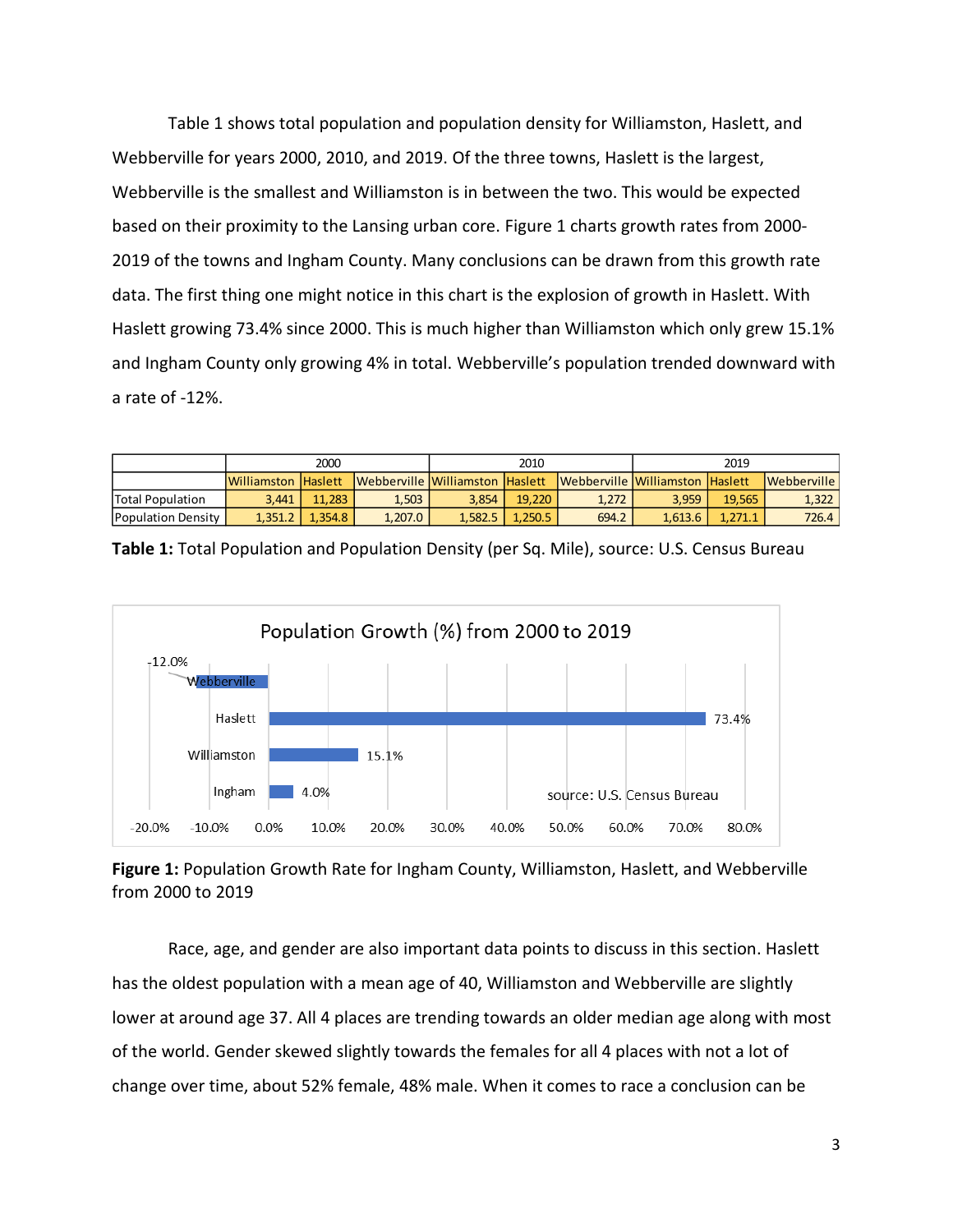Table 1 shows total population and population density for Williamston, Haslett, and Webberville for years 2000, 2010, and 2019. Of the three towns, Haslett is the largest, Webberville is the smallest and Williamston is in between the two. This would be expected based on their proximity to the Lansing urban core. Figure 1 charts growth rates from 2000-2019 of the towns and Ingham County. Many conclusions can be drawn from this growth rate data. The first thing one might notice in this chart is the explosion of growth in Haslett. With Haslett growing 73.4% since 2000. This is much higher than Williamston which only grew 15.1% and Ingham County only growing 4% in total. Webberville's population trended downward with a rate of -12%.

| | 2000 | | | 2010 | | | 2019 | | |
|---|---|---|---|---|---|---|---|---|---|
| | Williamston | Haslett | Webberville | Williamston | Haslett | Webberville | Williamston | Haslett | Webberville |
| Total Population | 3,441 | 11,283 | 1,503 | 3,854 | 19,220 | 1,272 | 3,959 | 19,565 | 1,322 |
| Population Density | 1,351.2 | 1,354.8 | 1,207.0 | 1,582.5 | 1,250.5 | 694.2 | 1,613.6 | 1,271.1 | 726.4 |

**Table 1:** Total Population and Population Density (per Sq. Mile), source: U.S. Census Bureau

| Place | Population Growth (%) from 2000 to 2019 |
|---|---|
| Webberville | -12.0% |
| Haslett | 73.4% |
| Williamston | 15.1% |
| Ingham | 4.0% |

source: U.S. Census Bureau

**Figure 1:** Population Growth Rate for Ingham County, Williamston, Haslett, and Webberville from 2000 to 2019

Race, age, and gender are also important data points to discuss in this section. Haslett has the oldest population with a mean age of 40, Williamston and Webberville are slightly lower at around age 37. All 4 places are trending towards an older median age along with most of the world. Gender skewed slightly towards the females for all 4 places with not a lot of change over time, about 52% female, 48% male. When it comes to race a conclusion can be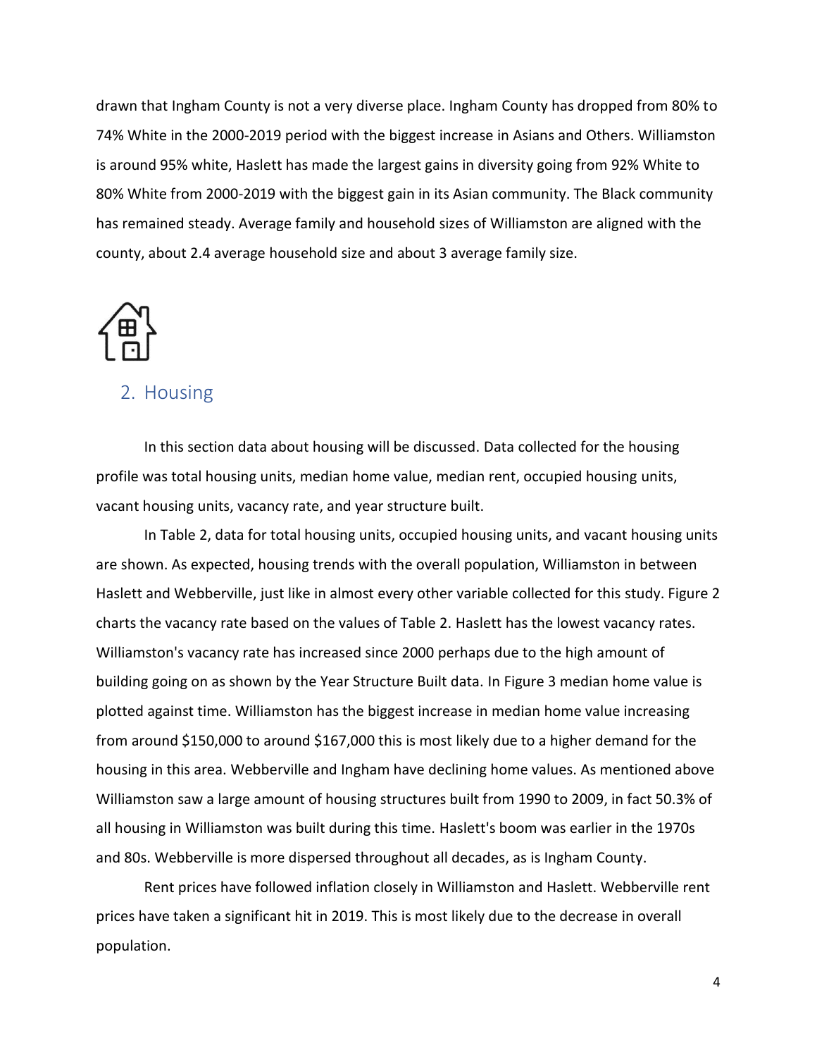drawn that Ingham County is not a very diverse place. Ingham County has dropped from 80% to 74% White in the 2000-2019 period with the biggest increase in Asians and Others. Williamston is around 95% white, Haslett has made the largest gains in diversity going from 92% White to 80% White from 2000-2019 with the biggest gain in its Asian community. The Black community has remained steady. Average family and household sizes of Williamston are aligned with the county, about 2.4 average household size and about 3 average family size.

## 2. Housing

In this section data about housing will be discussed. Data collected for the housing profile was total housing units, median home value, median rent, occupied housing units, vacant housing units, vacancy rate, and year structure built.

In Table 2, data for total housing units, occupied housing units, and vacant housing units are shown. As expected, housing trends with the overall population, Williamston in between Haslett and Webberville, just like in almost every other variable collected for this study. Figure 2 charts the vacancy rate based on the values of Table 2. Haslett has the lowest vacancy rates. Williamston's vacancy rate has increased since 2000 perhaps due to the high amount of building going on as shown by the Year Structure Built data. In Figure 3 median home value is plotted against time. Williamston has the biggest increase in median home value increasing from around $150,000 to around $167,000 this is most likely due to a higher demand for the housing in this area. Webberville and Ingham have declining home values. As mentioned above Williamston saw a large amount of housing structures built from 1990 to 2009, in fact 50.3% of all housing in Williamston was built during this time. Haslett's boom was earlier in the 1970s and 80s. Webberville is more dispersed throughout all decades, as is Ingham County.

Rent prices have followed inflation closely in Williamston and Haslett. Webberville rent prices have taken a significant hit in 2019. This is most likely due to the decrease in overall population.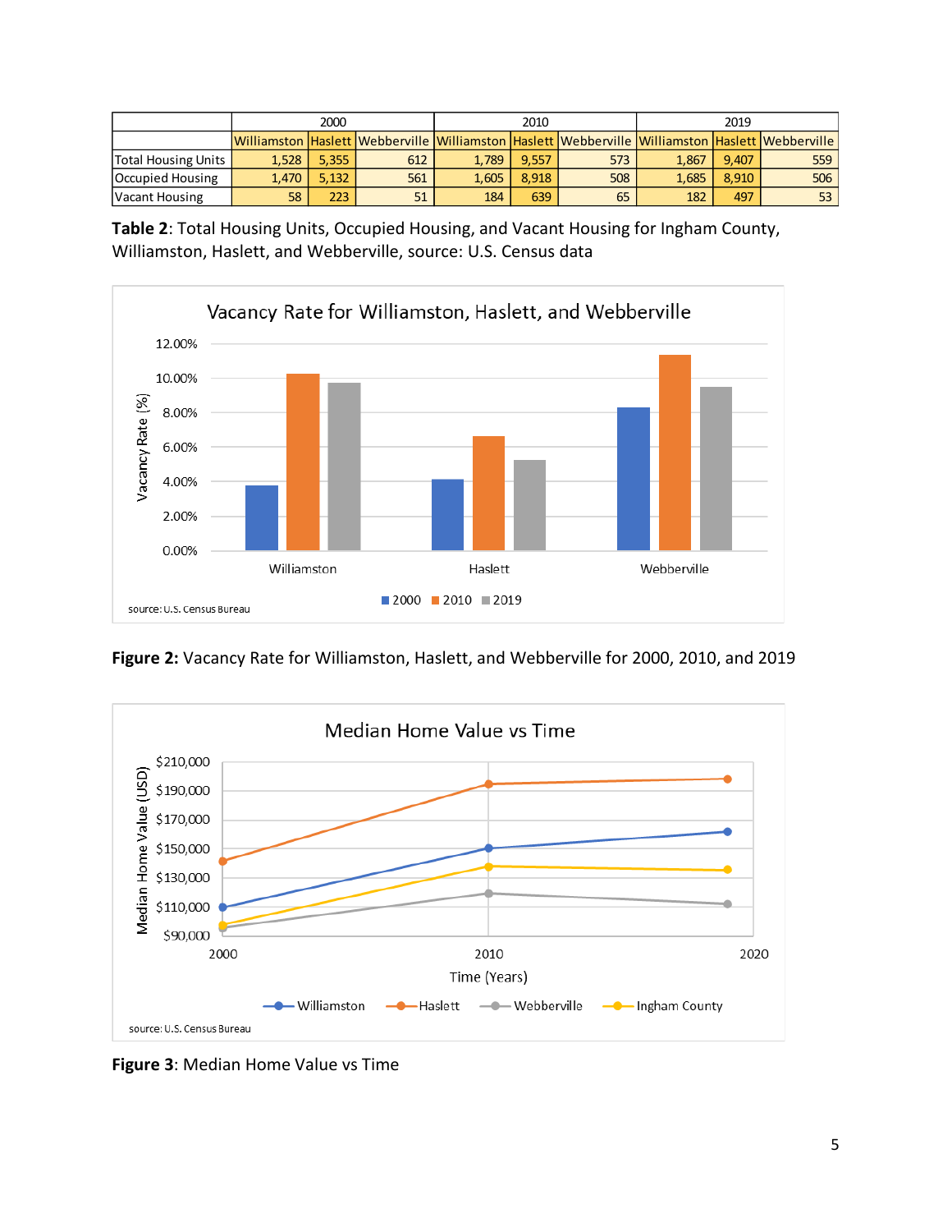| | 2000 | | | 2010 | | | 2019 | | |
|---|---|---|---|---|---|---|---|---|---|
| | Williamston | Haslett | Webberville | Williamston | Haslett | Webberville | Williamston | Haslett | Webberville |
| Total Housing Units | 1,528 | 5,355 | 612 | 1,789 | 9,557 | 573 | 1,867 | 9,407 | 559 |
| Occupied Housing | 1,470 | 5,132 | 561 | 1,605 | 8,918 | 508 | 1,685 | 8,910 | 506 |
| Vacant Housing | 58 | 223 | 51 | 184 | 639 | 65 | 182 | 497 | 53 |

**Table 2**: Total Housing Units, Occupied Housing, and Vacant Housing for Ingham County, Williamston, Haslett, and Webberville, source: U.S. Census data

**Figure 2:** Vacancy Rate for Williamston, Haslett, and Webberville for 2000, 2010, and 2019

**Figure 3**: Median Home Value vs Time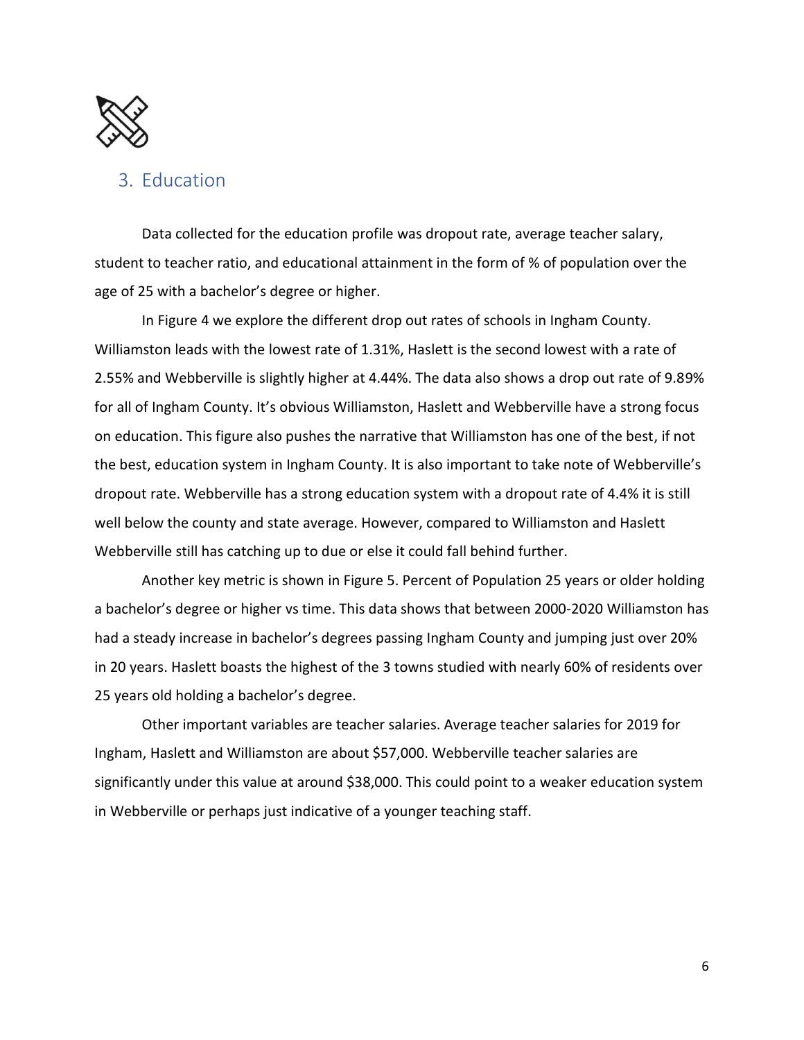## 3. Education

Data collected for the education profile was dropout rate, average teacher salary, student to teacher ratio, and educational attainment in the form of % of population over the age of 25 with a bachelor's degree or higher.

In Figure 4 we explore the different drop out rates of schools in Ingham County. Williamston leads with the lowest rate of 1.31%, Haslett is the second lowest with a rate of 2.55% and Webberville is slightly higher at 4.44%. The data also shows a drop out rate of 9.89% for all of Ingham County. It's obvious Williamston, Haslett and Webberville have a strong focus on education. This figure also pushes the narrative that Williamston has one of the best, if not the best, education system in Ingham County. It is also important to take note of Webberville's dropout rate. Webberville has a strong education system with a dropout rate of 4.4% it is still well below the county and state average. However, compared to Williamston and Haslett Webberville still has catching up to due or else it could fall behind further.

Another key metric is shown in Figure 5. Percent of Population 25 years or older holding a bachelor's degree or higher vs time. This data shows that between 2000-2020 Williamston has had a steady increase in bachelor's degrees passing Ingham County and jumping just over 20% in 20 years. Haslett boasts the highest of the 3 towns studied with nearly 60% of residents over 25 years old holding a bachelor's degree.

Other important variables are teacher salaries. Average teacher salaries for 2019 for Ingham, Haslett and Williamston are about $57,000. Webberville teacher salaries are significantly under this value at around $38,000. This could point to a weaker education system in Webberville or perhaps just indicative of a younger teaching staff.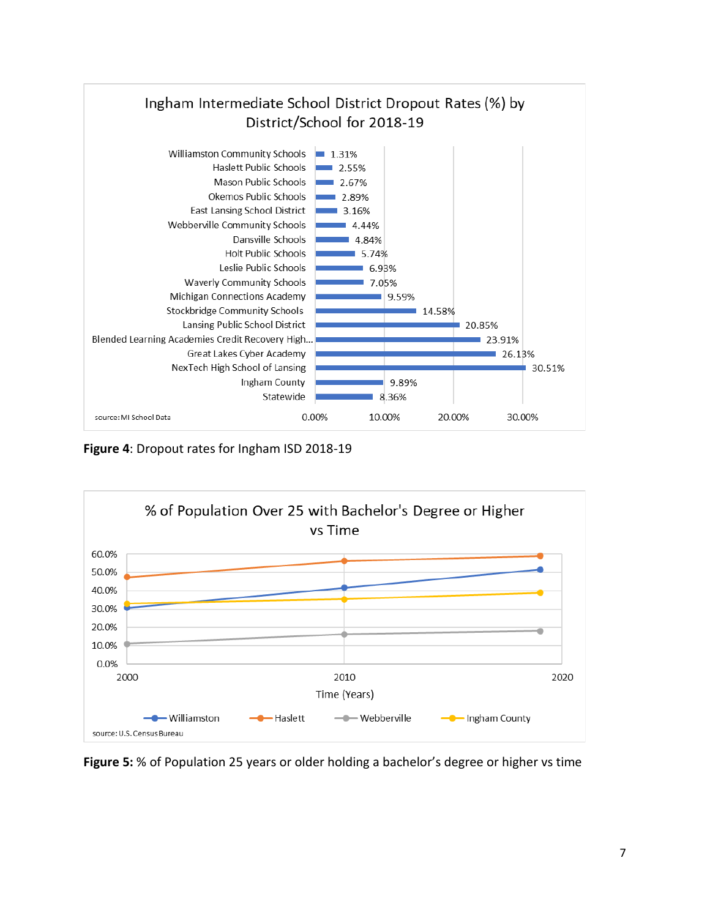**Ingham Intermediate School District Dropout Rates (%) by District/School for 2018-19**

| District/School | Dropout Rate |
|---|---|
| Williamston Community Schools | 1.31% |
| Haslett Public Schools | 2.55% |
| Mason Public Schools | 2.67% |
| Okemos Public Schools | 2.89% |
| East Lansing School District | 3.16% |
| Webberville Community Schools | 4.44% |
| Dansville Schools | 4.84% |
| Holt Public Schools | 5.74% |
| Leslie Public Schools | 6.93% |
| Waverly Community Schools | 7.05% |
| Michigan Connections Academy | 9.59% |
| Stockbridge Community Schools | 14.58% |
| Lansing Public School District | 20.85% |
| Blended Learning Academies Credit Recovery High... | 23.91% |
| Great Lakes Cyber Academy | 26.13% |
| NexTech High School of Lansing | 30.51% |
| Ingham County | 9.89% |
| Statewide | 8.36% |

source: MI School Data

**Figure 4**: Dropout rates for Ingham ISD 2018-19

**% of Population Over 25 with Bachelor's Degree or Higher vs Time**

Time (Years): 2000, 2010, 2020

Series: Williamston, Haslett, Webberville, Ingham County

source: U.S. Census Bureau

**Figure 5:** % of Population 25 years or older holding a bachelor's degree or higher vs time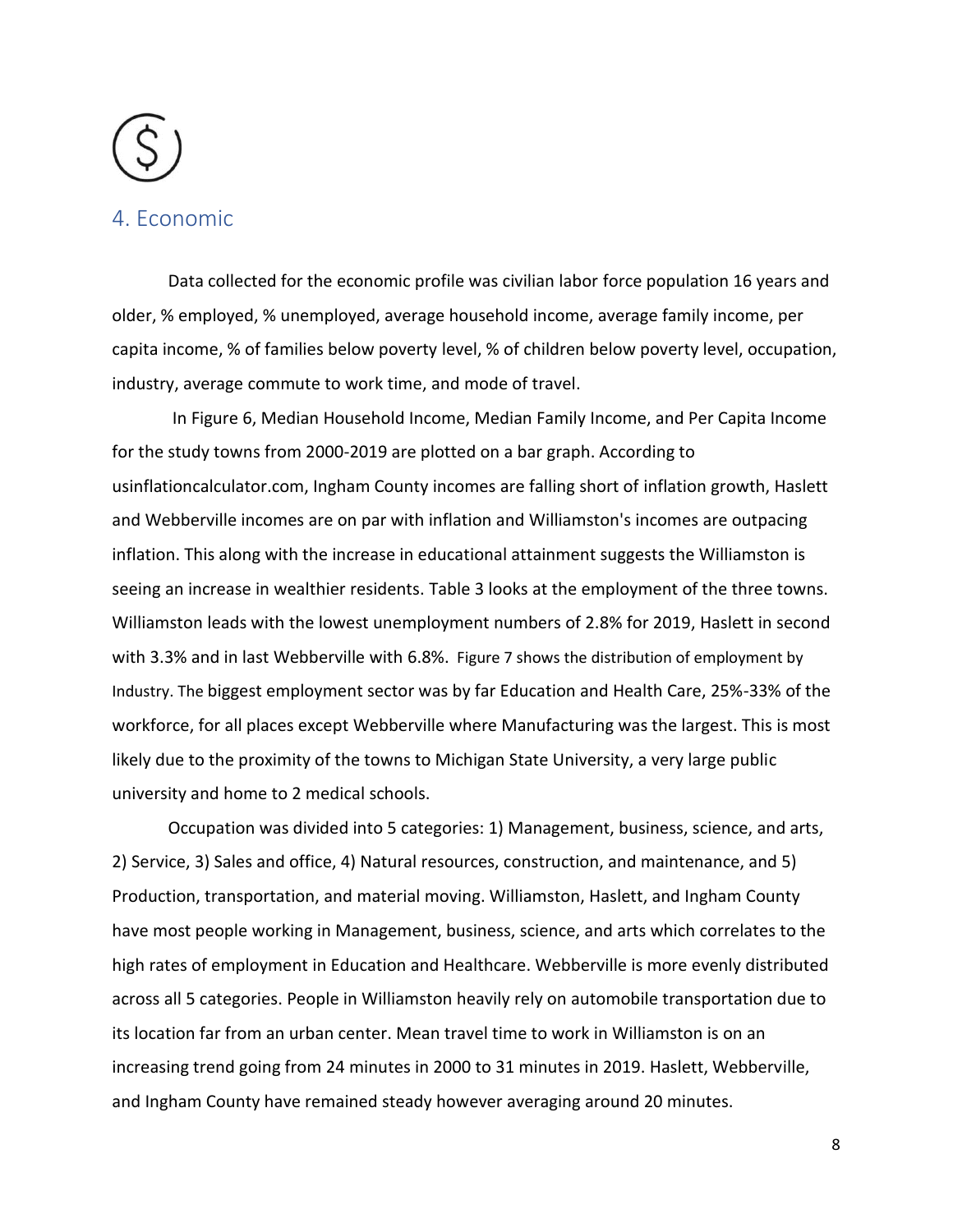## 4. Economic

Data collected for the economic profile was civilian labor force population 16 years and older, % employed, % unemployed, average household income, average family income, per capita income, % of families below poverty level, % of children below poverty level, occupation, industry, average commute to work time, and mode of travel.

In Figure 6, Median Household Income, Median Family Income, and Per Capita Income for the study towns from 2000-2019 are plotted on a bar graph. According to usinflationcalculator.com, Ingham County incomes are falling short of inflation growth, Haslett and Webberville incomes are on par with inflation and Williamston's incomes are outpacing inflation. This along with the increase in educational attainment suggests the Williamston is seeing an increase in wealthier residents. Table 3 looks at the employment of the three towns. Williamston leads with the lowest unemployment numbers of 2.8% for 2019, Haslett in second with 3.3% and in last Webberville with 6.8%. Figure 7 shows the distribution of employment by Industry. The biggest employment sector was by far Education and Health Care, 25%-33% of the workforce, for all places except Webberville where Manufacturing was the largest. This is most likely due to the proximity of the towns to Michigan State University, a very large public university and home to 2 medical schools.

Occupation was divided into 5 categories: 1) Management, business, science, and arts, 2) Service, 3) Sales and office, 4) Natural resources, construction, and maintenance, and 5) Production, transportation, and material moving. Williamston, Haslett, and Ingham County have most people working in Management, business, science, and arts which correlates to the high rates of employment in Education and Healthcare. Webberville is more evenly distributed across all 5 categories. People in Williamston heavily rely on automobile transportation due to its location far from an urban center. Mean travel time to work in Williamston is on an increasing trend going from 24 minutes in 2000 to 31 minutes in 2019. Haslett, Webberville, and Ingham County have remained steady however averaging around 20 minutes.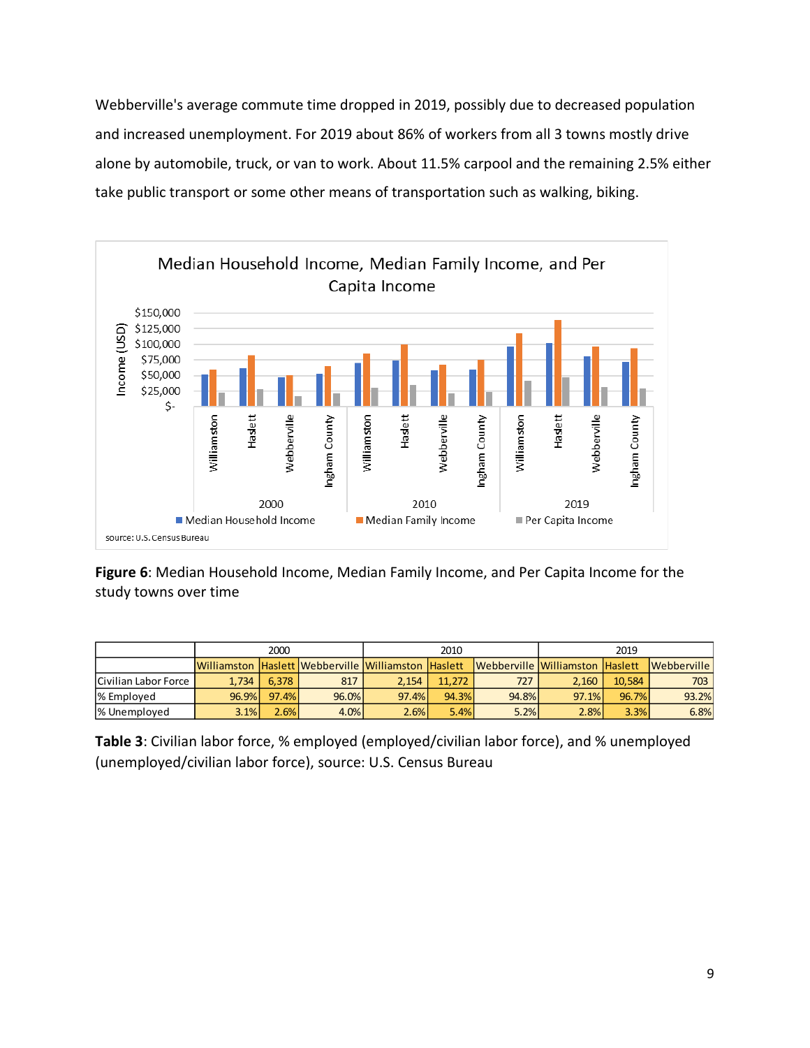Webberville's average commute time dropped in 2019, possibly due to decreased population and increased unemployment. For 2019 about 86% of workers from all 3 towns mostly drive alone by automobile, truck, or van to work. About 11.5% carpool and the remaining 2.5% either take public transport or some other means of transportation such as walking, biking.

**Figure 6**: Median Household Income, Median Family Income, and Per Capita Income for the study towns over time

| | 2000 | | | 2010 | | | 2019 | | |
|---|---|---|---|---|---|---|---|---|---|
| | Williamston | Haslett | Webberville | Williamston | Haslett | Webberville | Williamston | Haslett | Webberville |
| Civilian Labor Force | 1,734 | 6,378 | 817 | 2,154 | 11,272 | 727 | 2,160 | 10,584 | 703 |
| % Employed | 96.9% | 97.4% | 96.0% | 97.4% | 94.3% | 94.8% | 97.1% | 96.7% | 93.2% |
| % Unemployed | 3.1% | 2.6% | 4.0% | 2.6% | 5.4% | 5.2% | 2.8% | 3.3% | 6.8% |

**Table 3**: Civilian labor force, % employed (employed/civilian labor force), and % unemployed (unemployed/civilian labor force), source: U.S. Census Bureau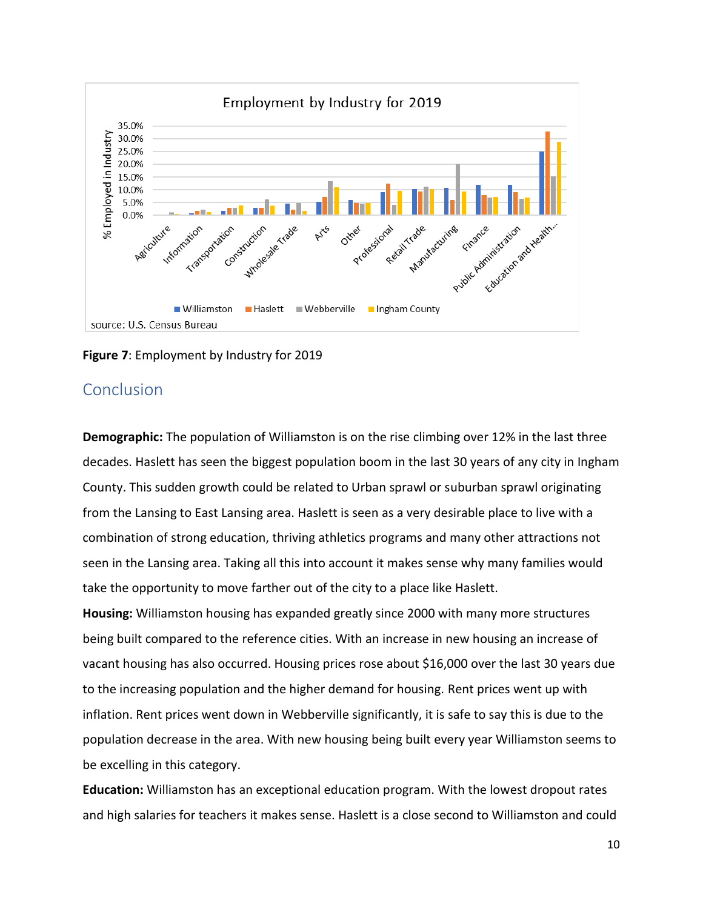Employment by Industry for 2019

source: U.S. Census Bureau

**Figure 7**: Employment by Industry for 2019

## Conclusion

**Demographic:** The population of Williamston is on the rise climbing over 12% in the last three decades. Haslett has seen the biggest population boom in the last 30 years of any city in Ingham County. This sudden growth could be related to Urban sprawl or suburban sprawl originating from the Lansing to East Lansing area. Haslett is seen as a very desirable place to live with a combination of strong education, thriving athletics programs and many other attractions not seen in the Lansing area. Taking all this into account it makes sense why many families would take the opportunity to move farther out of the city to a place like Haslett.

**Housing:** Williamston housing has expanded greatly since 2000 with many more structures being built compared to the reference cities. With an increase in new housing an increase of vacant housing has also occurred. Housing prices rose about $16,000 over the last 30 years due to the increasing population and the higher demand for housing. Rent prices went up with inflation. Rent prices went down in Webberville significantly, it is safe to say this is due to the population decrease in the area. With new housing being built every year Williamston seems to be excelling in this category.

**Education:** Williamston has an exceptional education program. With the lowest dropout rates and high salaries for teachers it makes sense. Haslett is a close second to Williamston and could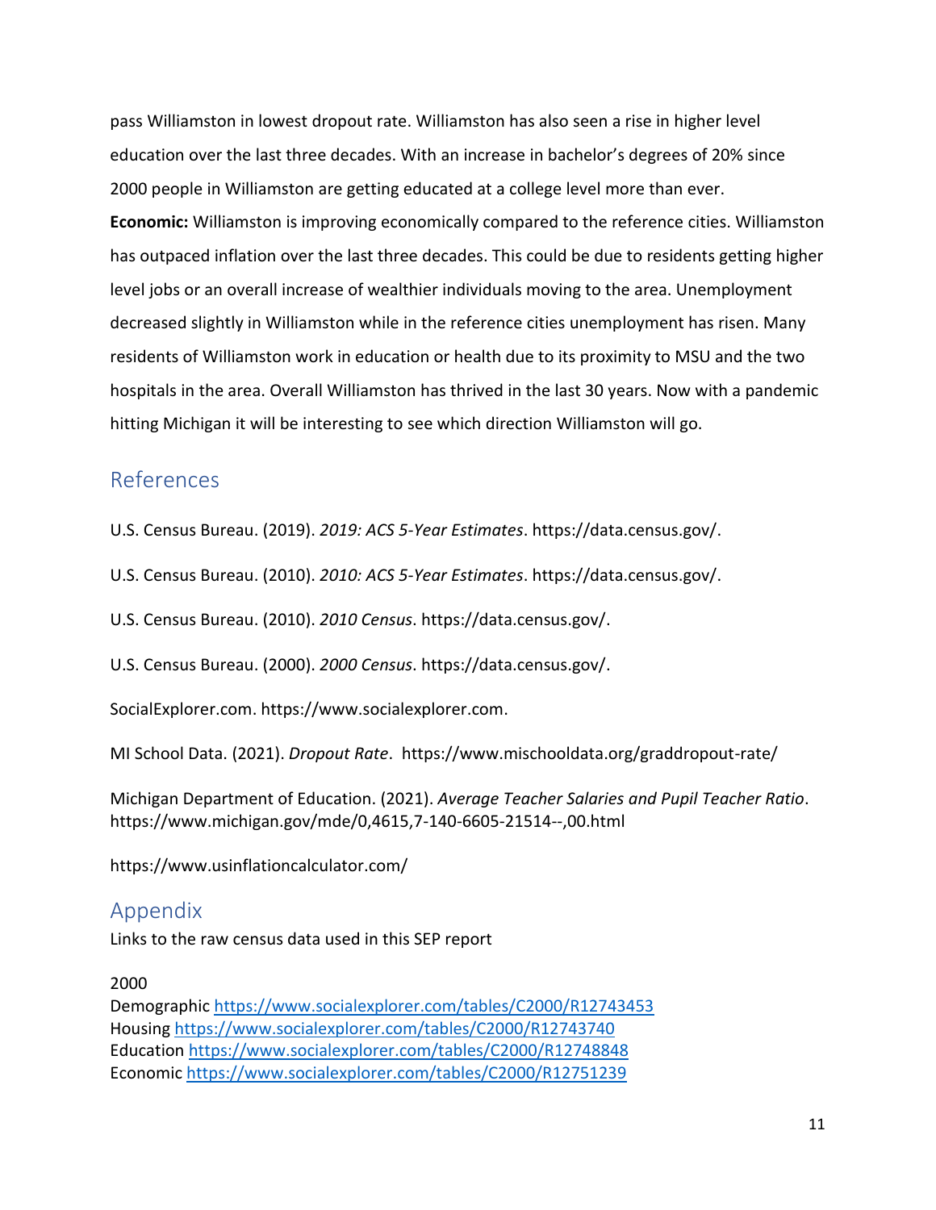pass Williamston in lowest dropout rate. Williamston has also seen a rise in higher level education over the last three decades. With an increase in bachelor's degrees of 20% since 2000 people in Williamston are getting educated at a college level more than ever.

**Economic:** Williamston is improving economically compared to the reference cities. Williamston has outpaced inflation over the last three decades. This could be due to residents getting higher level jobs or an overall increase of wealthier individuals moving to the area. Unemployment decreased slightly in Williamston while in the reference cities unemployment has risen. Many residents of Williamston work in education or health due to its proximity to MSU and the two hospitals in the area. Overall Williamston has thrived in the last 30 years. Now with a pandemic hitting Michigan it will be interesting to see which direction Williamston will go.

## References

U.S. Census Bureau. (2019). *2019: ACS 5-Year Estimates*. https://data.census.gov/.

U.S. Census Bureau. (2010). *2010: ACS 5-Year Estimates*. https://data.census.gov/.

U.S. Census Bureau. (2010). *2010 Census*. https://data.census.gov/.

U.S. Census Bureau. (2000). *2000 Census*. https://data.census.gov/.

SocialExplorer.com. https://www.socialexplorer.com.

MI School Data. (2021). *Dropout Rate*. https://www.mischooldata.org/graddropout-rate/

Michigan Department of Education. (2021). *Average Teacher Salaries and Pupil Teacher Ratio*. https://www.michigan.gov/mde/0,4615,7-140-6605-21514--,00.html

https://www.usinflationcalculator.com/

## Appendix

Links to the raw census data used in this SEP report

2000

Demographic https://www.socialexplorer.com/tables/C2000/R12743453
Housing https://www.socialexplorer.com/tables/C2000/R12743740
Education https://www.socialexplorer.com/tables/C2000/R12748848
Economic https://www.socialexplorer.com/tables/C2000/R12751239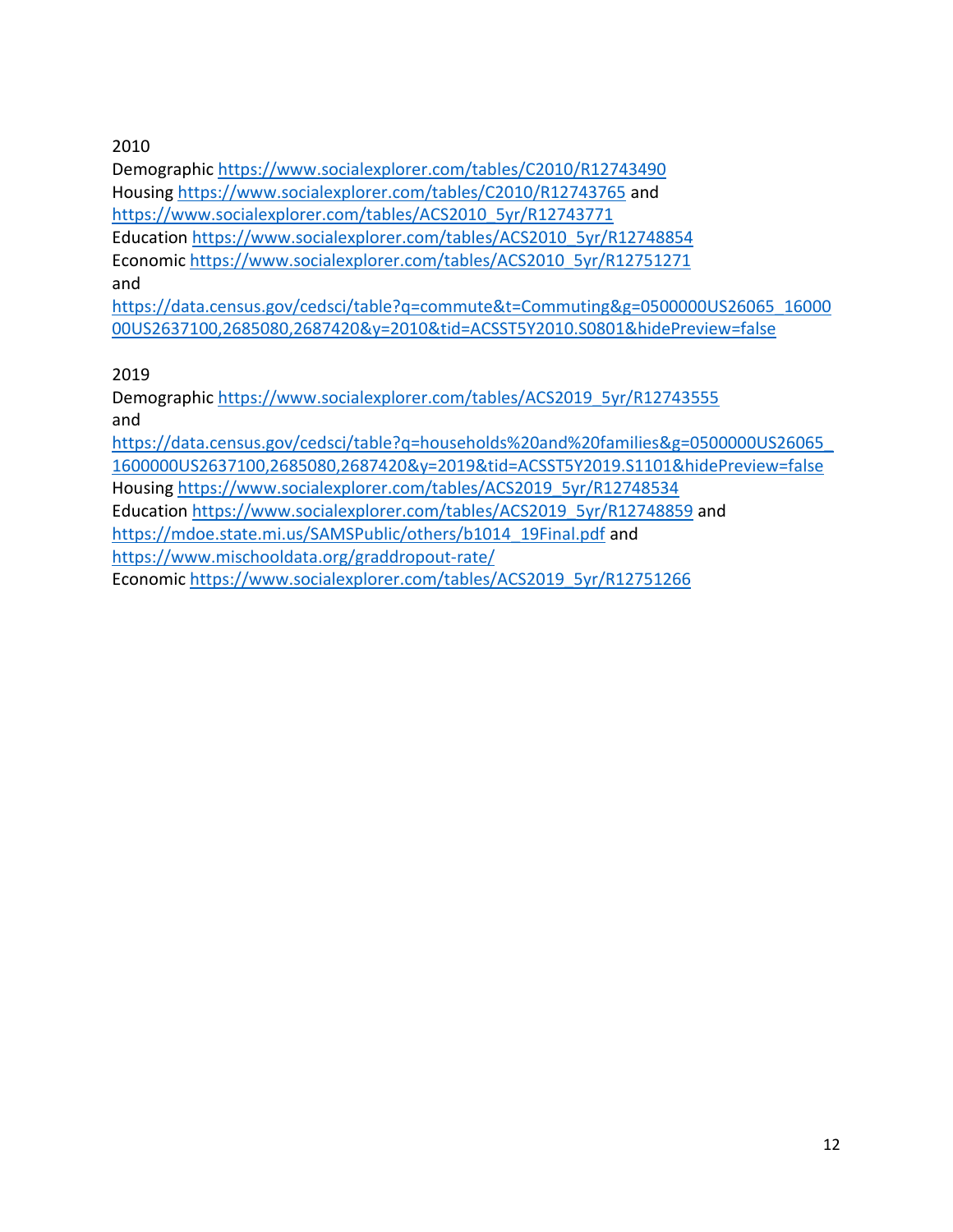2010

Demographic https://www.socialexplorer.com/tables/C2010/R12743490

Housing https://www.socialexplorer.com/tables/C2010/R12743765 and https://www.socialexplorer.com/tables/ACS2010_5yr/R12743771

Education https://www.socialexplorer.com/tables/ACS2010_5yr/R12748854

Economic https://www.socialexplorer.com/tables/ACS2010_5yr/R12751271 and https://data.census.gov/cedsci/table?q=commute&t=Commuting&g=0500000US26065_1600000US2637100,2685080,2687420&y=2010&tid=ACSST5Y2010.S0801&hidePreview=false

2019

Demographic https://www.socialexplorer.com/tables/ACS2019_5yr/R12743555 and https://data.census.gov/cedsci/table?q=households%20and%20families&g=0500000US26065_1600000US2637100,2685080,2687420&y=2019&tid=ACSST5Y2019.S1101&hidePreview=false

Housing https://www.socialexplorer.com/tables/ACS2019_5yr/R12748534

Education https://www.socialexplorer.com/tables/ACS2019_5yr/R12748859 and https://mdoe.state.mi.us/SAMSPublic/others/b1014_19Final.pdf and https://www.mischooldata.org/graddropout-rate/

Economic https://www.socialexplorer.com/tables/ACS2019_5yr/R12751266